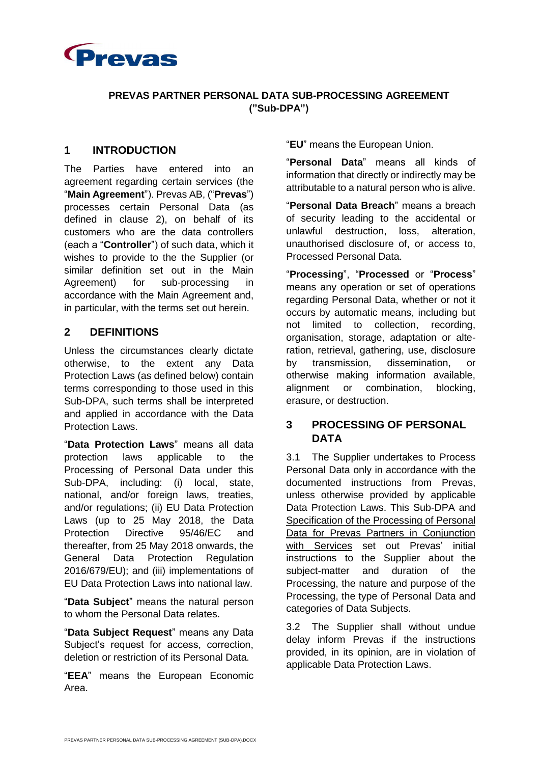**PREVAS PARTNER PERSONAL DATA SUB-PROCESSING AGREEMENT ("Sub-DPA")**

## 1 INTRODUCTION

The Parties have entered into an agreement regarding certain services (the "**Main Agreement**"). Prevas AB, ("**Prevas**") processes certain Personal Data (as defined in clause 2), on behalf of its customers who are the data controllers (each a "**Controller**") of such data, which it wishes to provide to the the Supplier (or similar definition set out in the Main Agreement) for sub-processing in accordance with the Main Agreement and, in particular, with the terms set out herein.

## 2 DEFINITIONS

Unless the circumstances clearly dictate otherwise, to the extent any Data Protection Laws (as defined below) contain terms corresponding to those used in this Sub-DPA, such terms shall be interpreted and applied in accordance with the Data Protection Laws.

"**Data Protection Laws**" means all data protection laws applicable to the Processing of Personal Data under this Sub-DPA, including: (i) local, state, national, and/or foreign laws, treaties, and/or regulations; (ii) EU Data Protection Laws (up to 25 May 2018, the Data Protection Directive 95/46/EC and thereafter, from 25 May 2018 onwards, the General Data Protection Regulation 2016/679/EU); and (iii) implementations of EU Data Protection Laws into national law.

"**Data Subject**" means the natural person to whom the Personal Data relates.

"**Data Subject Request**" means any Data Subject's request for access, correction, deletion or restriction of its Personal Data.

"**EEA**" means the European Economic Area.

"**EU**" means the European Union.

"**Personal Data**" means all kinds of information that directly or indirectly may be attributable to a natural person who is alive.

"**Personal Data Breach**" means a breach of security leading to the accidental or unlawful destruction, loss, alteration, unauthorised disclosure of, or access to, Processed Personal Data.

"**Processing**", "**Processed** or "**Process**" means any operation or set of operations regarding Personal Data, whether or not it occurs by automatic means, including but not limited to collection, recording, organisation, storage, adaptation or alteration, retrieval, gathering, use, disclosure by transmission, dissemination, or otherwise making information available, alignment or combination, blocking, erasure, or destruction.

## 3 PROCESSING OF PERSONAL DATA

3.1 The Supplier undertakes to Process Personal Data only in accordance with the documented instructions from Prevas, unless otherwise provided by applicable Data Protection Laws. This Sub-DPA and Specification of the Processing of Personal Data for Prevas Partners in Conjunction with Services set out Prevas' initial instructions to the Supplier about the subject-matter and duration of the Processing, the nature and purpose of the Processing, the type of Personal Data and categories of Data Subjects.

3.2 The Supplier shall without undue delay inform Prevas if the instructions provided, in its opinion, are in violation of applicable Data Protection Laws.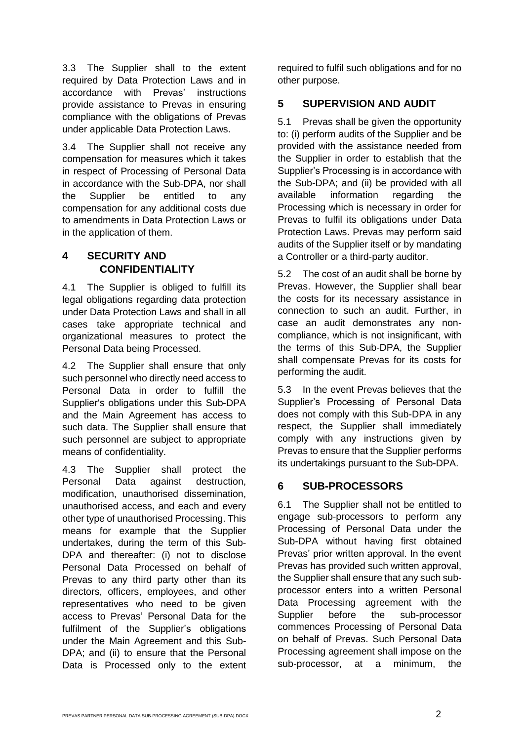3.3 The Supplier shall to the extent required by Data Protection Laws and in accordance with Prevas' instructions provide assistance to Prevas in ensuring compliance with the obligations of Prevas under applicable Data Protection Laws.

3.4 The Supplier shall not receive any compensation for measures which it takes in respect of Processing of Personal Data in accordance with the Sub-DPA, nor shall the Supplier be entitled to any compensation for any additional costs due to amendments in Data Protection Laws or in the application of them.

## 4 SECURITY AND CONFIDENTIALITY

4.1 The Supplier is obliged to fulfill its legal obligations regarding data protection under Data Protection Laws and shall in all cases take appropriate technical and organizational measures to protect the Personal Data being Processed.

4.2 The Supplier shall ensure that only such personnel who directly need access to Personal Data in order to fulfill the Supplier's obligations under this Sub-DPA and the Main Agreement has access to such data. The Supplier shall ensure that such personnel are subject to appropriate means of confidentiality.

4.3 The Supplier shall protect the Personal Data against destruction, modification, unauthorised dissemination, unauthorised access, and each and every other type of unauthorised Processing. This means for example that the Supplier undertakes, during the term of this Sub-DPA and thereafter: (i) not to disclose Personal Data Processed on behalf of Prevas to any third party other than its directors, officers, employees, and other representatives who need to be given access to Prevas' Personal Data for the fulfilment of the Supplier's obligations under the Main Agreement and this Sub-DPA; and (ii) to ensure that the Personal Data is Processed only to the extent required to fulfil such obligations and for no other purpose.

## 5 SUPERVISION AND AUDIT

5.1 Prevas shall be given the opportunity to: (i) perform audits of the Supplier and be provided with the assistance needed from the Supplier in order to establish that the Supplier's Processing is in accordance with the Sub-DPA; and (ii) be provided with all available information regarding the Processing which is necessary in order for Prevas to fulfil its obligations under Data Protection Laws. Prevas may perform said audits of the Supplier itself or by mandating a Controller or a third-party auditor.

5.2 The cost of an audit shall be borne by Prevas. However, the Supplier shall bear the costs for its necessary assistance in connection to such an audit. Further, in case an audit demonstrates any non-compliance, which is not insignificant, with the terms of this Sub-DPA, the Supplier shall compensate Prevas for its costs for performing the audit.

5.3 In the event Prevas believes that the Supplier's Processing of Personal Data does not comply with this Sub-DPA in any respect, the Supplier shall immediately comply with any instructions given by Prevas to ensure that the Supplier performs its undertakings pursuant to the Sub-DPA.

## 6 SUB-PROCESSORS

6.1 The Supplier shall not be entitled to engage sub-processors to perform any Processing of Personal Data under the Sub-DPA without having first obtained Prevas' prior written approval. In the event Prevas has provided such written approval, the Supplier shall ensure that any such sub-processor enters into a written Personal Data Processing agreement with the Supplier before the sub-processor commences Processing of Personal Data on behalf of Prevas. Such Personal Data Processing agreement shall impose on the sub-processor, at a minimum, the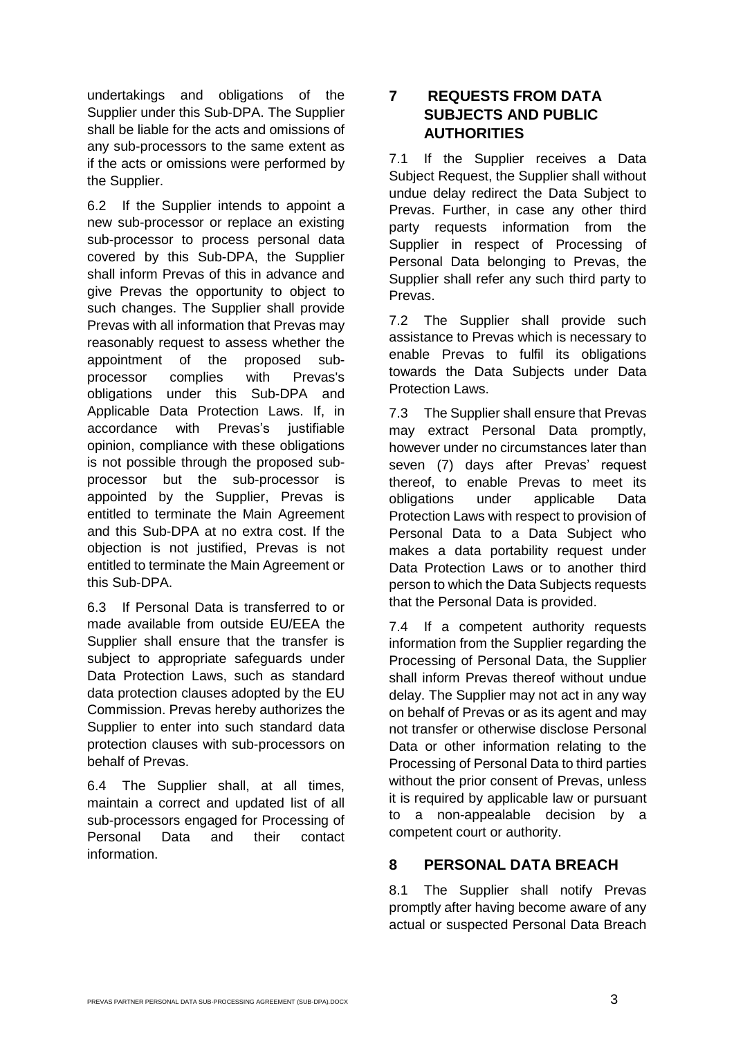undertakings and obligations of the Supplier under this Sub-DPA. The Supplier shall be liable for the acts and omissions of any sub-processors to the same extent as if the acts or omissions were performed by the Supplier.

6.2 If the Supplier intends to appoint a new sub-processor or replace an existing sub-processor to process personal data covered by this Sub-DPA, the Supplier shall inform Prevas of this in advance and give Prevas the opportunity to object to such changes. The Supplier shall provide Prevas with all information that Prevas may reasonably request to assess whether the appointment of the proposed sub-processor complies with Prevas's obligations under this Sub-DPA and Applicable Data Protection Laws. If, in accordance with Prevas's justifiable opinion, compliance with these obligations is not possible through the proposed sub-processor but the sub-processor is appointed by the Supplier, Prevas is entitled to terminate the Main Agreement and this Sub-DPA at no extra cost. If the objection is not justified, Prevas is not entitled to terminate the Main Agreement or this Sub-DPA.

6.3 If Personal Data is transferred to or made available from outside EU/EEA the Supplier shall ensure that the transfer is subject to appropriate safeguards under Data Protection Laws, such as standard data protection clauses adopted by the EU Commission. Prevas hereby authorizes the Supplier to enter into such standard data protection clauses with sub-processors on behalf of Prevas.

6.4 The Supplier shall, at all times, maintain a correct and updated list of all sub-processors engaged for Processing of Personal Data and their contact information.

## 7 REQUESTS FROM DATA SUBJECTS AND PUBLIC AUTHORITIES

7.1 If the Supplier receives a Data Subject Request, the Supplier shall without undue delay redirect the Data Subject to Prevas. Further, in case any other third party requests information from the Supplier in respect of Processing of Personal Data belonging to Prevas, the Supplier shall refer any such third party to Prevas.

7.2 The Supplier shall provide such assistance to Prevas which is necessary to enable Prevas to fulfil its obligations towards the Data Subjects under Data Protection Laws.

7.3 The Supplier shall ensure that Prevas may extract Personal Data promptly, however under no circumstances later than seven (7) days after Prevas' request thereof, to enable Prevas to meet its obligations under applicable Data Protection Laws with respect to provision of Personal Data to a Data Subject who makes a data portability request under Data Protection Laws or to another third person to which the Data Subjects requests that the Personal Data is provided.

7.4 If a competent authority requests information from the Supplier regarding the Processing of Personal Data, the Supplier shall inform Prevas thereof without undue delay. The Supplier may not act in any way on behalf of Prevas or as its agent and may not transfer or otherwise disclose Personal Data or other information relating to the Processing of Personal Data to third parties without the prior consent of Prevas, unless it is required by applicable law or pursuant to a non-appealable decision by a competent court or authority.

## 8 PERSONAL DATA BREACH

8.1 The Supplier shall notify Prevas promptly after having become aware of any actual or suspected Personal Data Breach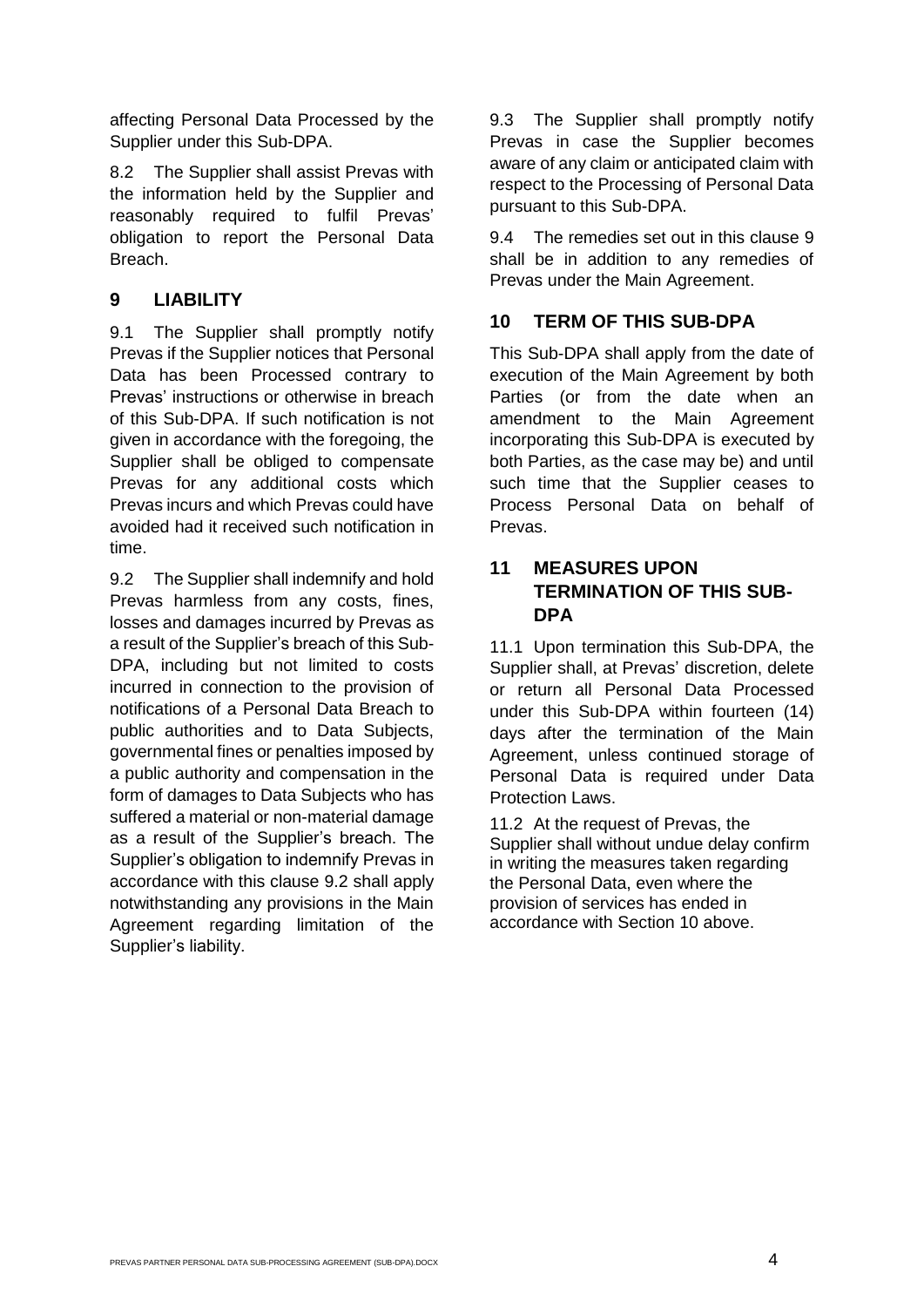affecting Personal Data Processed by the Supplier under this Sub-DPA.

8.2 The Supplier shall assist Prevas with the information held by the Supplier and reasonably required to fulfil Prevas' obligation to report the Personal Data Breach.

## 9 LIABILITY

9.1 The Supplier shall promptly notify Prevas if the Supplier notices that Personal Data has been Processed contrary to Prevas' instructions or otherwise in breach of this Sub-DPA. If such notification is not given in accordance with the foregoing, the Supplier shall be obliged to compensate Prevas for any additional costs which Prevas incurs and which Prevas could have avoided had it received such notification in time.

9.2 The Supplier shall indemnify and hold Prevas harmless from any costs, fines, losses and damages incurred by Prevas as a result of the Supplier's breach of this Sub-DPA, including but not limited to costs incurred in connection to the provision of notifications of a Personal Data Breach to public authorities and to Data Subjects, governmental fines or penalties imposed by a public authority and compensation in the form of damages to Data Subjects who has suffered a material or non-material damage as a result of the Supplier's breach. The Supplier's obligation to indemnify Prevas in accordance with this clause 9.2 shall apply notwithstanding any provisions in the Main Agreement regarding limitation of the Supplier's liability.

9.3 The Supplier shall promptly notify Prevas in case the Supplier becomes aware of any claim or anticipated claim with respect to the Processing of Personal Data pursuant to this Sub-DPA.

9.4 The remedies set out in this clause 9 shall be in addition to any remedies of Prevas under the Main Agreement.

## 10 TERM OF THIS SUB-DPA

This Sub-DPA shall apply from the date of execution of the Main Agreement by both Parties (or from the date when an amendment to the Main Agreement incorporating this Sub-DPA is executed by both Parties, as the case may be) and until such time that the Supplier ceases to Process Personal Data on behalf of Prevas.

## 11 MEASURES UPON TERMINATION OF THIS SUB-DPA

11.1 Upon termination this Sub-DPA, the Supplier shall, at Prevas' discretion, delete or return all Personal Data Processed under this Sub-DPA within fourteen (14) days after the termination of the Main Agreement, unless continued storage of Personal Data is required under Data Protection Laws.

11.2 At the request of Prevas, the Supplier shall without undue delay confirm in writing the measures taken regarding the Personal Data, even where the provision of services has ended in accordance with Section 10 above.